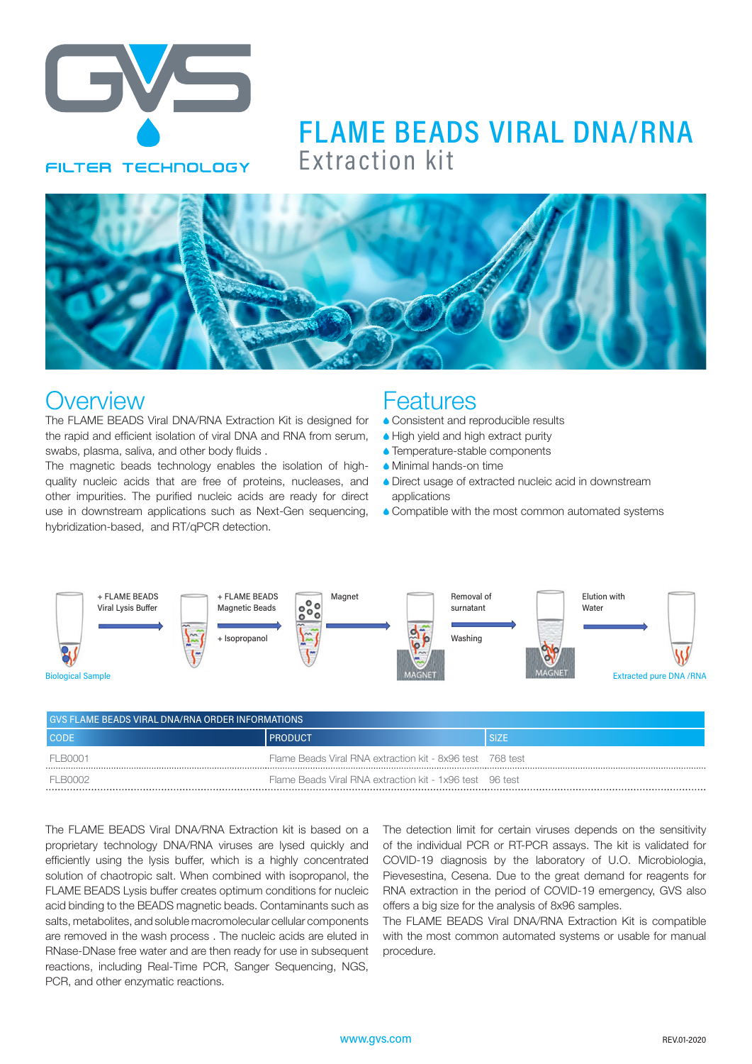# FLAME BEADS VIRAL DNA/RNA
## Extraction kit

## Overview

The FLAME BEADS Viral DNA/RNA Extraction Kit is designed for the rapid and efficient isolation of viral DNA and RNA from serum, swabs, plasma, saliva, and other body fluids .
The magnetic beads technology enables the isolation of high-quality nucleic acids that are free of proteins, nucleases, and other impurities. The purified nucleic acids are ready for direct use in downstream applications such as Next-Gen sequencing, hybridization-based, and RT/qPCR detection.

## Features

- Consistent and reproducible results
- High yield and high extract purity
- Temperature-stable components
- Minimal hands-on time
- Direct usage of extracted nucleic acid in downstream applications
- Compatible with the most common automated systems

Biological Sample → + FLAME BEADS Viral Lysis Buffer → + FLAME BEADS Magnetic Beads + Isopropanol → Magnet → Removal of surnatant, Washing → Elution with Water → Extracted pure DNA /RNA

| GVS FLAME BEADS VIRAL DNA/RNA ORDER INFORMATIONS | | |
|---|---|---|
| CODE | PRODUCT | SIZE |
| FLB0001 | Flame Beads Viral RNA extraction kit - 8x96 test | 768 test |
| FLB0002 | Flame Beads Viral RNA extraction kit - 1x96 test | 96 test |

The FLAME BEADS Viral DNA/RNA Extraction kit is based on a proprietary technology DNA/RNA viruses are lysed quickly and efficiently using the lysis buffer, which is a highly concentrated solution of chaotropic salt. When combined with isopropanol, the FLAME BEADS Lysis buffer creates optimum conditions for nucleic acid binding to the BEADS magnetic beads. Contaminants such as salts, metabolites, and soluble macromolecular cellular components are removed in the wash process . The nucleic acids are eluted in RNase-DNase free water and are then ready for use in subsequent reactions, including Real-Time PCR, Sanger Sequencing, NGS, PCR, and other enzymatic reactions.

The detection limit for certain viruses depends on the sensitivity of the individual PCR or RT-PCR assays. The kit is validated for COVID-19 diagnosis by the laboratory of U.O. Microbiologia, Pievesestina, Cesena. Due to the great demand for reagents for RNA extraction in the period of COVID-19 emergency, GVS also offers a big size for the analysis of 8x96 samples.
The FLAME BEADS Viral DNA/RNA Extraction Kit is compatible with the most common automated systems or usable for manual procedure.

www.gvs.com

REV.01-2020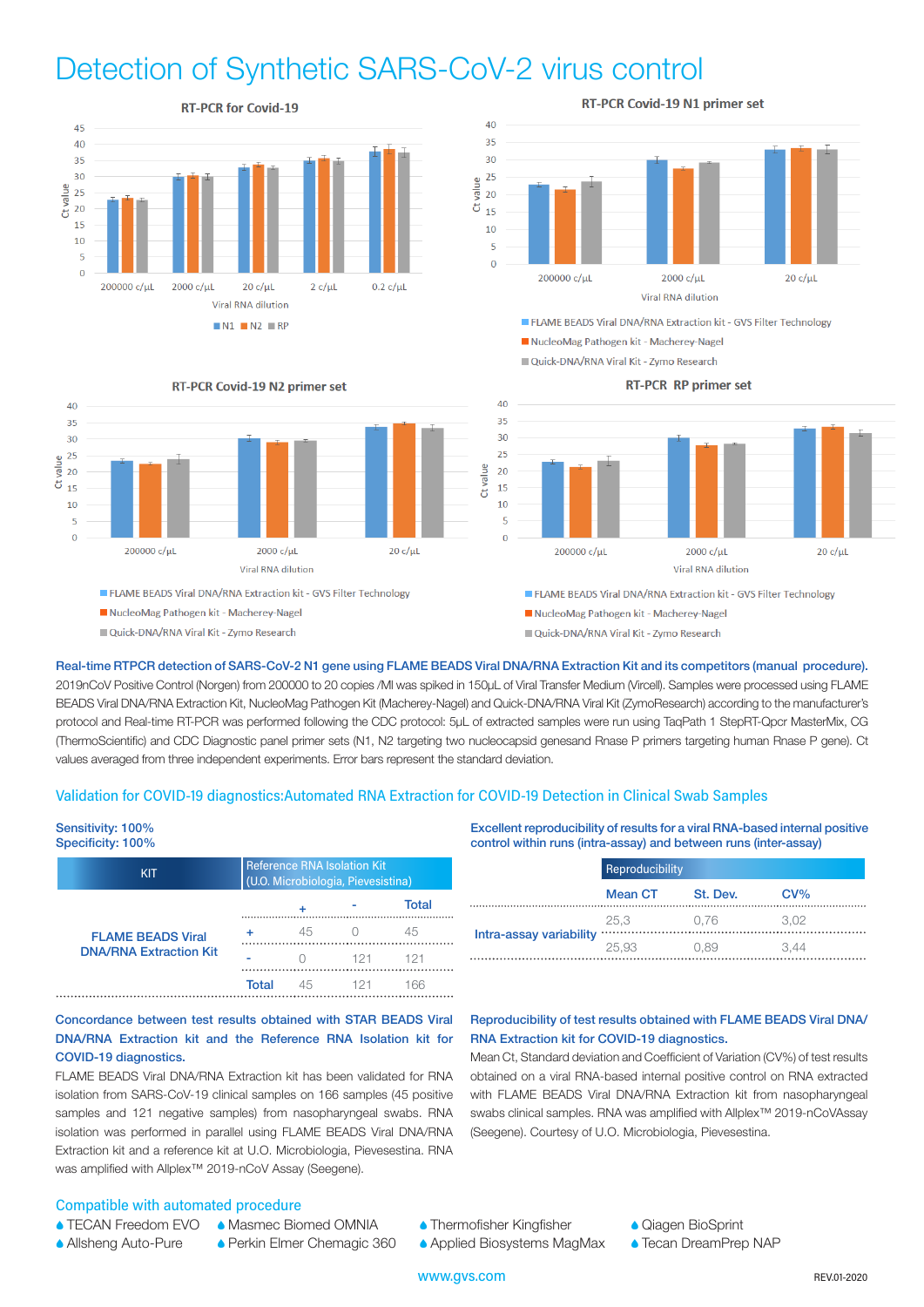# Detection of Synthetic SARS-CoV-2 virus control

RT-PCR for Covid-19

Ct value

45
40
35
30
25
20
15
10
5
0

200000 c/µL
2000 c/µL
20 c/µL
2 c/µL
0.2 c/µL

Viral RNA dilution

N1 N2 RP

RT-PCR Covid-19 N1 primer set

Ct value

40
35
30
25
20
15
10
5
0

200000 c/µL
2000 c/µL
20 c/µL

Viral RNA dilution

FLAME BEADS Viral DNA/RNA Extraction kit - GVS Filter Technology
NucleoMag Pathogen kit - Macherey-Nagel
Quick-DNA/RNA Viral Kit - Zymo Research

RT-PCR Covid-19 N2 primer set

Ct value

40
35
30
25
20
15
10
5
0

200000 c/µL
2000 c/µL
20 c/µL

Viral RNA dilution

FLAME BEADS Viral DNA/RNA Extraction kit - GVS Filter Technology
NucleoMag Pathogen kit - Macherey-Nagel
Quick-DNA/RNA Viral Kit - Zymo Research

RT-PCR RP primer set

Ct value

40
35
30
25
20
15
10
5
0

200000 c/µL
2000 c/µL
20 c/µL

Viral RNA dilution

FLAME BEADS Viral DNA/RNA Extraction kit - GVS Filter Technology
NucleoMag Pathogen kit - Macherey-Nagel
Quick-DNA/RNA Viral Kit - Zymo Research

**Real-time RTPCR detection of SARS-CoV-2 N1 gene using FLAME BEADS Viral DNA/RNA Extraction Kit and its competitors (manual procedure).** 2019nCoV Positive Control (Norgen) from 200000 to 20 copies /Ml was spiked in 150µL of Viral Transfer Medium (Vircell). Samples were processed using FLAME BEADS Viral DNA/RNA Extraction Kit, NucleoMag Pathogen Kit (Macherey-Nagel) and Quick-DNA/RNA Viral Kit (ZymoResearch) according to the manufacturer's protocol and Real-time RT-PCR was performed following the CDC protocol: 5µL of extracted samples were run using TaqPath 1 StepRT-Qpcr MasterMix, CG (ThermoScientific) and CDC Diagnostic panel primer sets (N1, N2 targeting two nucleocapsid genesand Rnase P primers targeting human Rnase P gene). Ct values averaged from three independent experiments. Error bars represent the standard deviation.

## Validation for COVID-19 diagnostics:Automated RNA Extraction for COVID-19 Detection in Clinical Swab Samples

**Sensitivity: 100%**
**Specificity: 100%**

| KIT | Reference RNA Isolation Kit (U.O. Microbiologia, Pievesistina) | | | |
|---|---|---|---|---|
| | | + | - | Total |
| FLAME BEADS Viral DNA/RNA Extraction Kit | + | 45 | 0 | 45 |
| | - | 0 | 121 | 121 |
| | Total | 45 | 121 | 166 |

**Concordance between test results obtained with STAR BEADS Viral DNA/RNA Extraction kit and the Reference RNA Isolation kit for COVID-19 diagnostics.**

FLAME BEADS Viral DNA/RNA Extraction kit has been validated for RNA isolation from SARS-CoV-19 clinical samples on 166 samples (45 positive samples and 121 negative samples) from nasopharyngeal swabs. RNA isolation was performed in parallel using FLAME BEADS Viral DNA/RNA Extraction kit and a reference kit at U.O. Microbiologia, Pievesestina. RNA was amplified with Allplex™ 2019-nCoV Assay (Seegene).

**Excellent reproducibility of results for a viral RNA-based internal positive control within runs (intra-assay) and between runs (inter-assay)**

| | Reproducibility | | |
|---|---|---|---|
| | Mean CT | St. Dev. | CV% |
| Intra-assay variability | 25,3 | 0,76 | 3,02 |
| | 25,93 | 0,89 | 3,44 |

**Reproducibility of test results obtained with FLAME BEADS Viral DNA/ RNA Extraction kit for COVID-19 diagnostics.**

Mean Ct, Standard deviation and Coefficient of Variation (CV%) of test results obtained on a viral RNA-based internal positive control on RNA extracted with FLAME BEADS Viral DNA/RNA Extraction kit from nasopharyngeal swabs clinical samples. RNA was amplified with Allplex™ 2019-nCovAssay (Seegene). Courtesy of U.O. Microbiologia, Pievesestina.

## Compatible with automated procedure

- TECAN Freedom EVO
- Allsheng Auto-Pure
- Masmec Biomed OMNIA
- Perkin Elmer Chemagic 360
- Thermofisher Kingfisher
- Applied Biosystems MagMax
- Qiagen BioSprint
- Tecan DreamPrep NAP

www.gvs.com

REV.01-2020